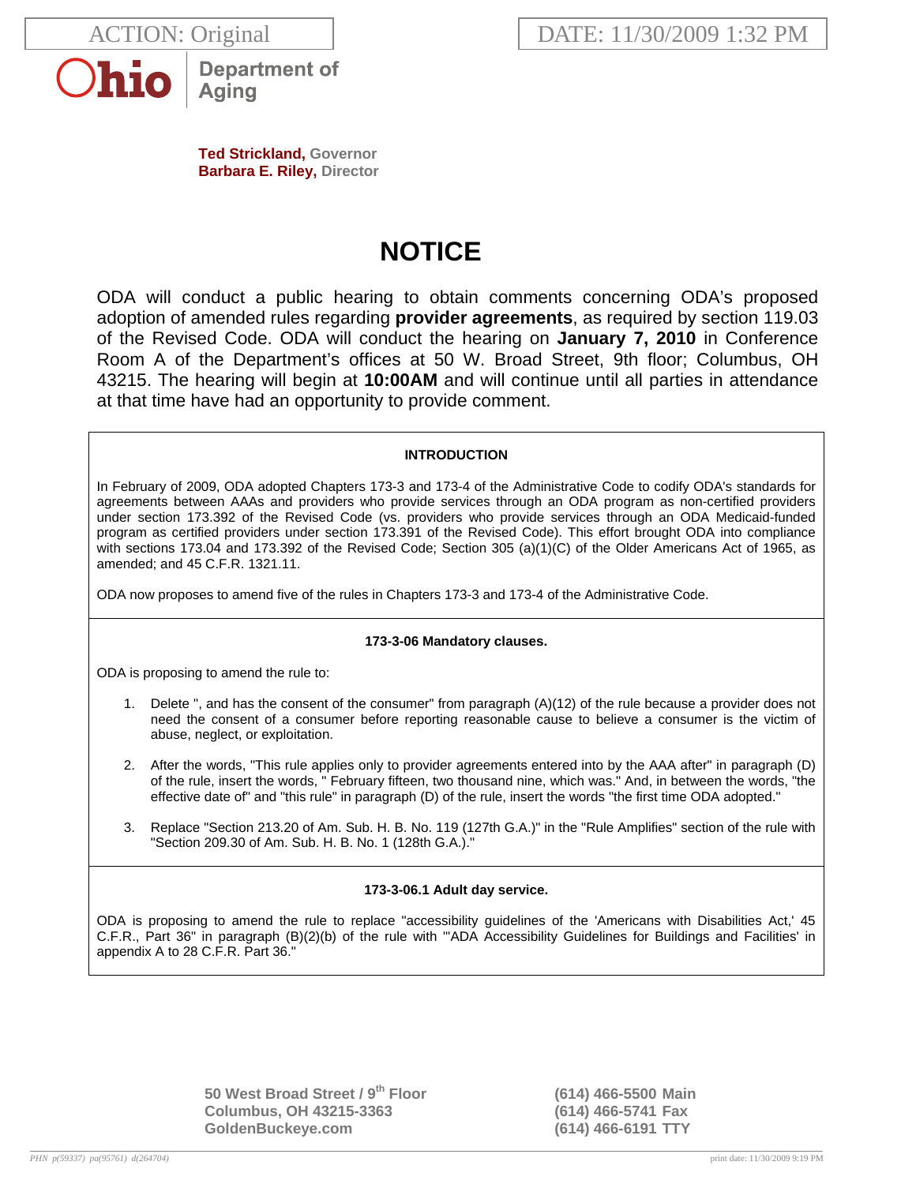ACTION: Original

DATE: 11/30/2009 1:32 PM

Ohio Department of Aging

**Ted Strickland,** Governor
**Barbara E. Riley,** Director

# NOTICE

ODA will conduct a public hearing to obtain comments concerning ODA's proposed adoption of amended rules regarding **provider agreements**, as required by section 119.03 of the Revised Code. ODA will conduct the hearing on **January 7, 2010** in Conference Room A of the Department's offices at 50 W. Broad Street, 9th floor; Columbus, OH 43215. The hearing will begin at **10:00AM** and will continue until all parties in attendance at that time have had an opportunity to provide comment.

**INTRODUCTION**

In February of 2009, ODA adopted Chapters 173-3 and 173-4 of the Administrative Code to codify ODA's standards for agreements between AAAs and providers who provide services through an ODA program as non-certified providers under section 173.392 of the Revised Code (vs. providers who provide services through an ODA Medicaid-funded program as certified providers under section 173.391 of the Revised Code). This effort brought ODA into compliance with sections 173.04 and 173.392 of the Revised Code; Section 305 (a)(1)(C) of the Older Americans Act of 1965, as amended; and 45 C.F.R. 1321.11.

ODA now proposes to amend five of the rules in Chapters 173-3 and 173-4 of the Administrative Code.

**173-3-06 Mandatory clauses.**

ODA is proposing to amend the rule to:

1. Delete ", and has the consent of the consumer" from paragraph (A)(12) of the rule because a provider does not need the consent of a consumer before reporting reasonable cause to believe a consumer is the victim of abuse, neglect, or exploitation.
2. After the words, "This rule applies only to provider agreements entered into by the AAA after" in paragraph (D) of the rule, insert the words, " February fifteen, two thousand nine, which was." And, in between the words, "the effective date of" and "this rule" in paragraph (D) of the rule, insert the words "the first time ODA adopted."
3. Replace "Section 213.20 of Am. Sub. H. B. No. 119 (127th G.A.)" in the "Rule Amplifies" section of the rule with "Section 209.30 of Am. Sub. H. B. No. 1 (128th G.A.)."

**173-3-06.1 Adult day service.**

ODA is proposing to amend the rule to replace "accessibility guidelines of the 'Americans with Disabilities Act,' 45 C.F.R., Part 36" in paragraph (B)(2)(b) of the rule with "'ADA Accessibility Guidelines for Buildings and Facilities' in appendix A to 28 C.F.R. Part 36."

50 West Broad Street / 9th Floor
Columbus, OH 43215-3363
GoldenBuckeye.com

(614) 466-5500 Main
(614) 466-5741 Fax
(614) 466-6191 TTY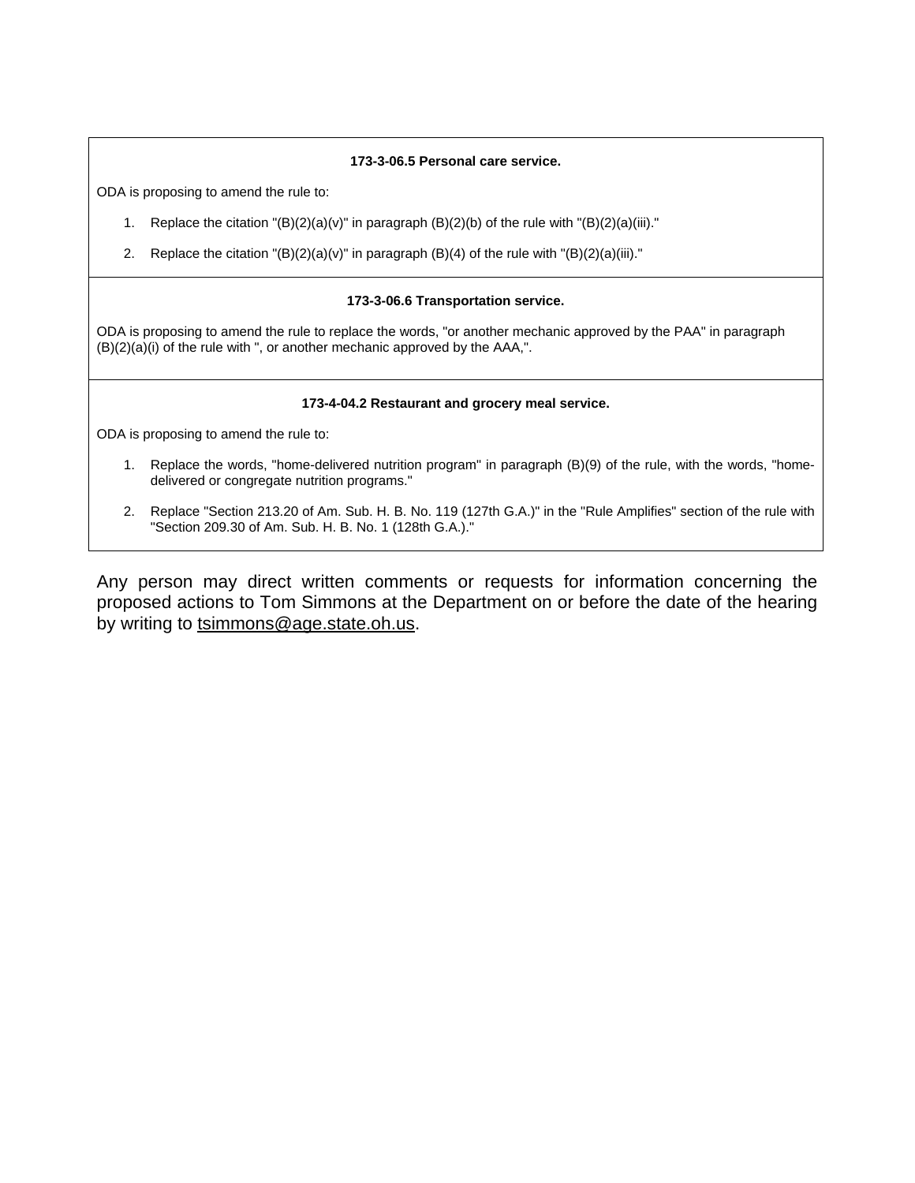**173-3-06.5 Personal care service.**

ODA is proposing to amend the rule to:

1. Replace the citation "(B)(2)(a)(v)" in paragraph (B)(2)(b) of the rule with "(B)(2)(a)(iii)."
2. Replace the citation "(B)(2)(a)(v)" in paragraph (B)(4) of the rule with "(B)(2)(a)(iii)."

**173-3-06.6 Transportation service.**

ODA is proposing to amend the rule to replace the words, "or another mechanic approved by the PAA" in paragraph (B)(2)(a)(i) of the rule with ", or another mechanic approved by the AAA,".

**173-4-04.2 Restaurant and grocery meal service.**

ODA is proposing to amend the rule to:

1. Replace the words, "home-delivered nutrition program" in paragraph (B)(9) of the rule, with the words, "home-delivered or congregate nutrition programs."
2. Replace "Section 213.20 of Am. Sub. H. B. No. 119 (127th G.A.)" in the "Rule Amplifies" section of the rule with "Section 209.30 of Am. Sub. H. B. No. 1 (128th G.A.)."

Any person may direct written comments or requests for information concerning the proposed actions to Tom Simmons at the Department on or before the date of the hearing by writing to tsimmons@age.state.oh.us.